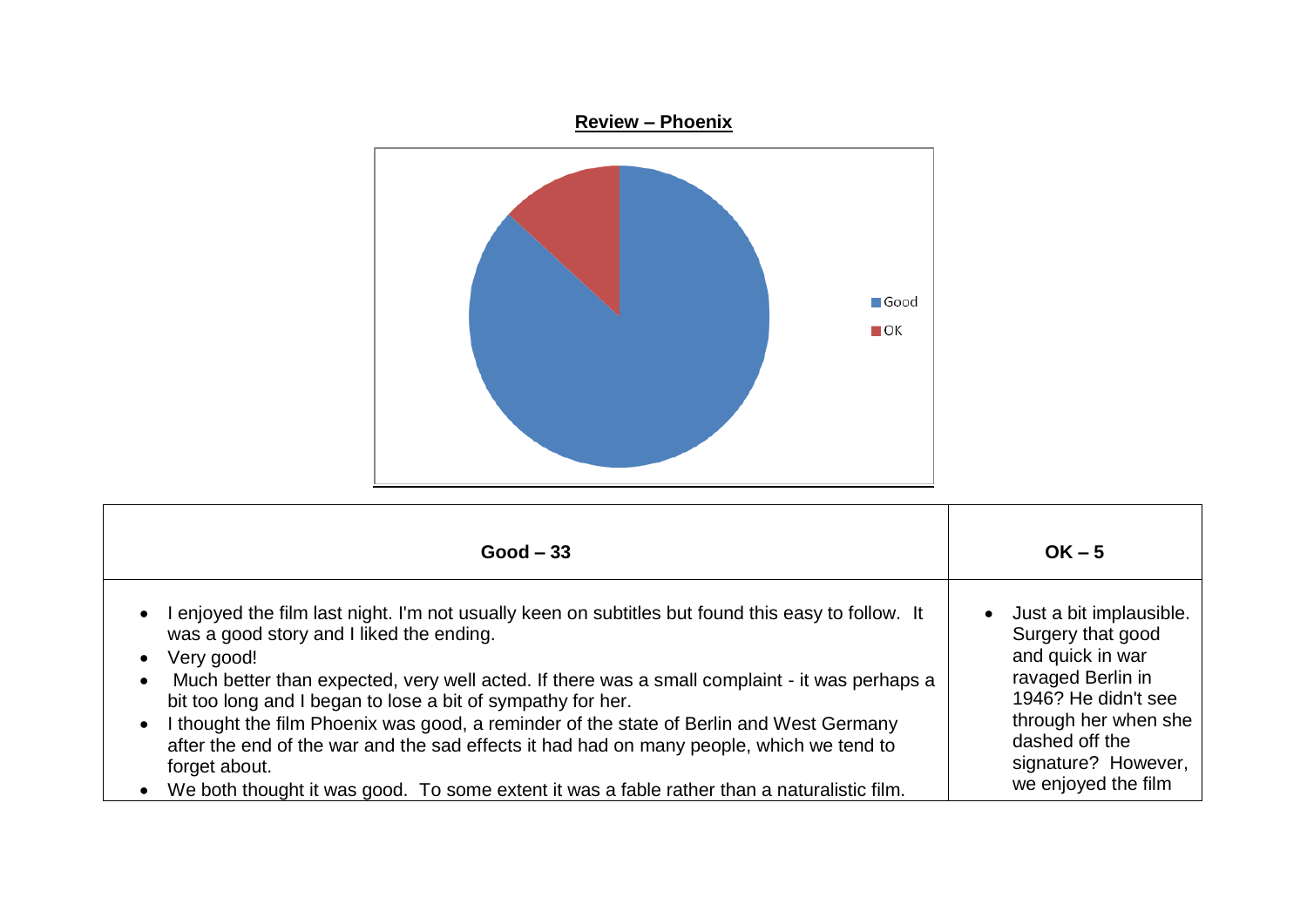**Review – Phoenix**

| Good – 33 | OK – 5 |
|---|---|
| • I enjoyed the film last night. I'm not usually keen on subtitles but found this easy to follow. It was a good story and I liked the ending.<br>• Very good!<br>• Much better than expected, very well acted. If there was a small complaint - it was perhaps a bit too long and I began to lose a bit of sympathy for her.<br>• I thought the film Phoenix was good, a reminder of the state of Berlin and West Germany after the end of the war and the sad effects it had had on many people, which we tend to forget about.<br>• We both thought it was good. To some extent it was a fable rather than a naturalistic film. | • Just a bit implausible. Surgery that good and quick in war ravaged Berlin in 1946? He didn't see through her when she dashed off the signature? However, we enjoyed the film |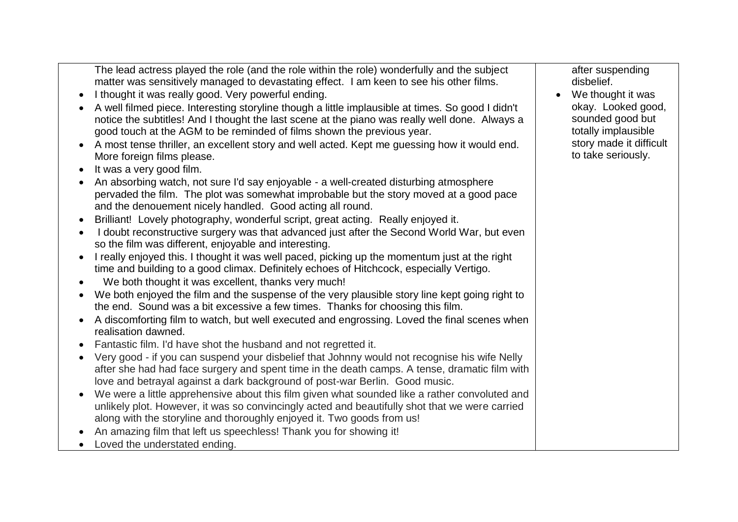| | |
|---|---|
| The lead actress played the role (and the role within the role) wonderfully and the subject matter was sensitively managed to devastating effect. I am keen to see his other films.<br>• I thought it was really good. Very powerful ending.<br>• A well filmed piece. Interesting storyline though a little implausible at times. So good I didn't notice the subtitles! And I thought the last scene at the piano was really well done. Always a good touch at the AGM to be reminded of films shown the previous year.<br>• A most tense thriller, an excellent story and well acted. Kept me guessing how it would end. More foreign films please.<br>• It was a very good film.<br>• An absorbing watch, not sure I'd say enjoyable - a well-created disturbing atmosphere pervaded the film. The plot was somewhat improbable but the story moved at a good pace and the denouement nicely handled. Good acting all round.<br>• Brilliant! Lovely photography, wonderful script, great acting. Really enjoyed it.<br>• I doubt reconstructive surgery was that advanced just after the Second World War, but even so the film was different, enjoyable and interesting.<br>• I really enjoyed this. I thought it was well paced, picking up the momentum just at the right time and building to a good climax. Definitely echoes of Hitchcock, especially Vertigo.<br>• We both thought it was excellent, thanks very much!<br>• We both enjoyed the film and the suspense of the very plausible story line kept going right to the end. Sound was a bit excessive a few times. Thanks for choosing this film.<br>• A discomforting film to watch, but well executed and engrossing. Loved the final scenes when realisation dawned.<br>• Fantastic film. I'd have shot the husband and not regretted it.<br>• Very good - if you can suspend your disbelief that Johnny would not recognise his wife Nelly after she had had face surgery and spent time in the death camps. A tense, dramatic film with love and betrayal against a dark background of post-war Berlin. Good music.<br>• We were a little apprehensive about this film given what sounded like a rather convoluted and unlikely plot. However, it was so convincingly acted and beautifully shot that we were carried along with the storyline and thoroughly enjoyed it. Two goods from us!<br>• An amazing film that left us speechless! Thank you for showing it!<br>• Loved the understated ending. | after suspending disbelief.<br>• We thought it was okay. Looked good, sounded good but totally implausible story made it difficult to take seriously. |